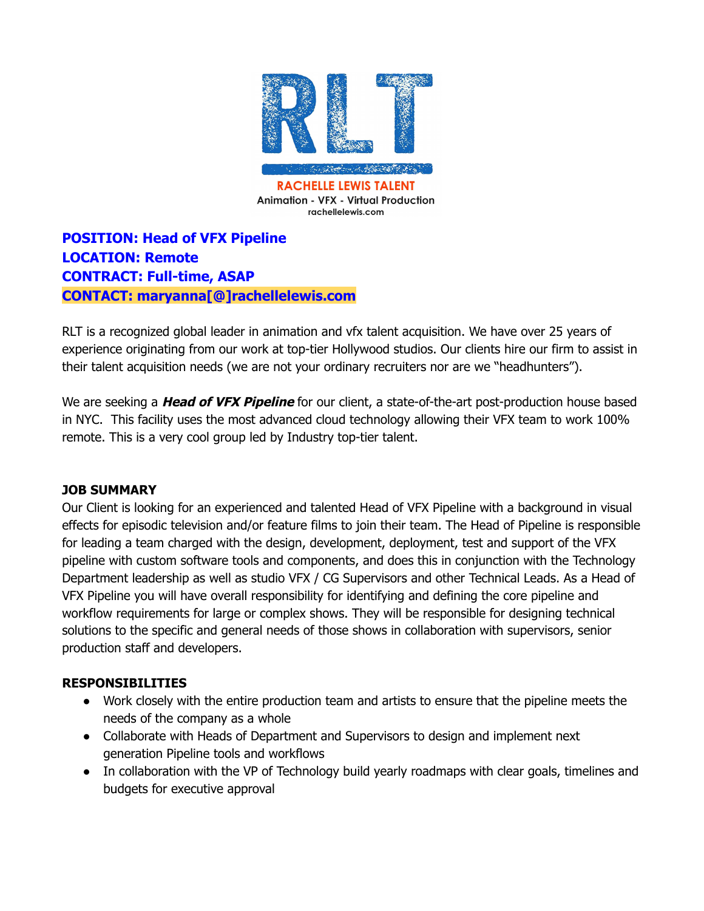RLT

RACHELLE LEWIS TALENT
Animation - VFX - Virtual Production
rachellelewis.com

**POSITION: Head of VFX Pipeline**
**LOCATION: Remote**
**CONTRACT: Full-time, ASAP**
**CONTACT: maryanna[@]rachellelewis.com**

RLT is a recognized global leader in animation and vfx talent acquisition. We have over 25 years of experience originating from our work at top-tier Hollywood studios. Our clients hire our firm to assist in their talent acquisition needs (we are not your ordinary recruiters nor are we "headhunters").

We are seeking a ***Head of VFX Pipeline*** for our client, a state-of-the-art post-production house based in NYC. This facility uses the most advanced cloud technology allowing their VFX team to work 100% remote. This is a very cool group led by Industry top-tier talent.

**JOB SUMMARY**

Our Client is looking for an experienced and talented Head of VFX Pipeline with a background in visual effects for episodic television and/or feature films to join their team. The Head of Pipeline is responsible for leading a team charged with the design, development, deployment, test and support of the VFX pipeline with custom software tools and components, and does this in conjunction with the Technology Department leadership as well as studio VFX / CG Supervisors and other Technical Leads. As a Head of VFX Pipeline you will have overall responsibility for identifying and defining the core pipeline and workflow requirements for large or complex shows. They will be responsible for designing technical solutions to the specific and general needs of those shows in collaboration with supervisors, senior production staff and developers.

**RESPONSIBILITIES**

- Work closely with the entire production team and artists to ensure that the pipeline meets the needs of the company as a whole
- Collaborate with Heads of Department and Supervisors to design and implement next generation Pipeline tools and workflows
- In collaboration with the VP of Technology build yearly roadmaps with clear goals, timelines and budgets for executive approval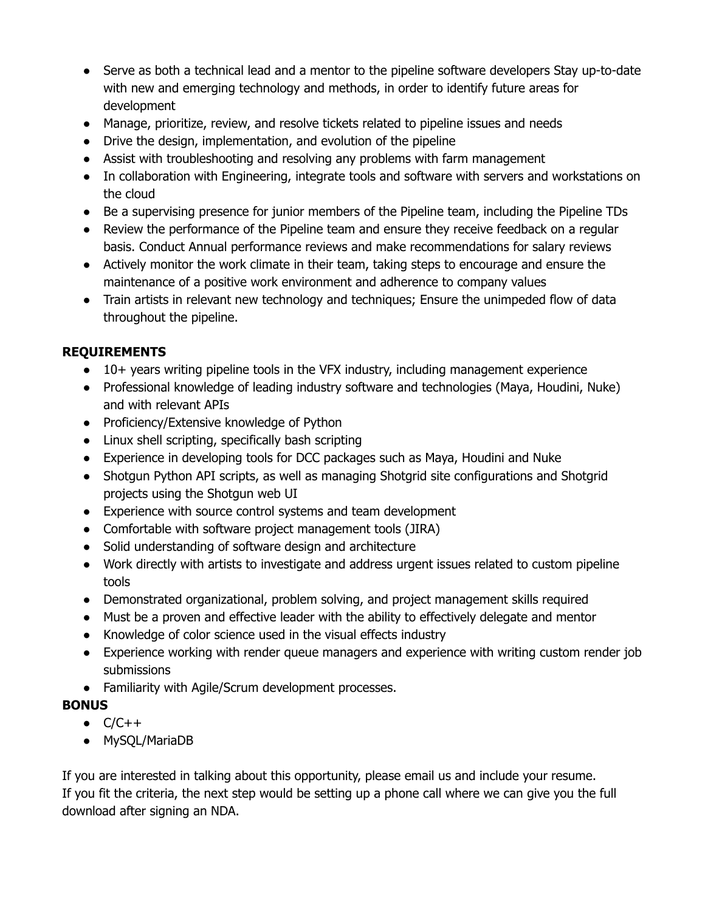- Serve as both a technical lead and a mentor to the pipeline software developers Stay up-to-date with new and emerging technology and methods, in order to identify future areas for development
- Manage, prioritize, review, and resolve tickets related to pipeline issues and needs
- Drive the design, implementation, and evolution of the pipeline
- Assist with troubleshooting and resolving any problems with farm management
- In collaboration with Engineering, integrate tools and software with servers and workstations on the cloud
- Be a supervising presence for junior members of the Pipeline team, including the Pipeline TDs
- Review the performance of the Pipeline team and ensure they receive feedback on a regular basis. Conduct Annual performance reviews and make recommendations for salary reviews
- Actively monitor the work climate in their team, taking steps to encourage and ensure the maintenance of a positive work environment and adherence to company values
- Train artists in relevant new technology and techniques; Ensure the unimpeded flow of data throughout the pipeline.

**REQUIREMENTS**

- 10+ years writing pipeline tools in the VFX industry, including management experience
- Professional knowledge of leading industry software and technologies (Maya, Houdini, Nuke) and with relevant APIs
- Proficiency/Extensive knowledge of Python
- Linux shell scripting, specifically bash scripting
- Experience in developing tools for DCC packages such as Maya, Houdini and Nuke
- Shotgun Python API scripts, as well as managing Shotgrid site configurations and Shotgrid projects using the Shotgun web UI
- Experience with source control systems and team development
- Comfortable with software project management tools (JIRA)
- Solid understanding of software design and architecture
- Work directly with artists to investigate and address urgent issues related to custom pipeline tools
- Demonstrated organizational, problem solving, and project management skills required
- Must be a proven and effective leader with the ability to effectively delegate and mentor
- Knowledge of color science used in the visual effects industry
- Experience working with render queue managers and experience with writing custom render job submissions
- Familiarity with Agile/Scrum development processes.

**BONUS**

- C/C++
- MySQL/MariaDB

If you are interested in talking about this opportunity, please email us and include your resume.
If you fit the criteria, the next step would be setting up a phone call where we can give you the full download after signing an NDA.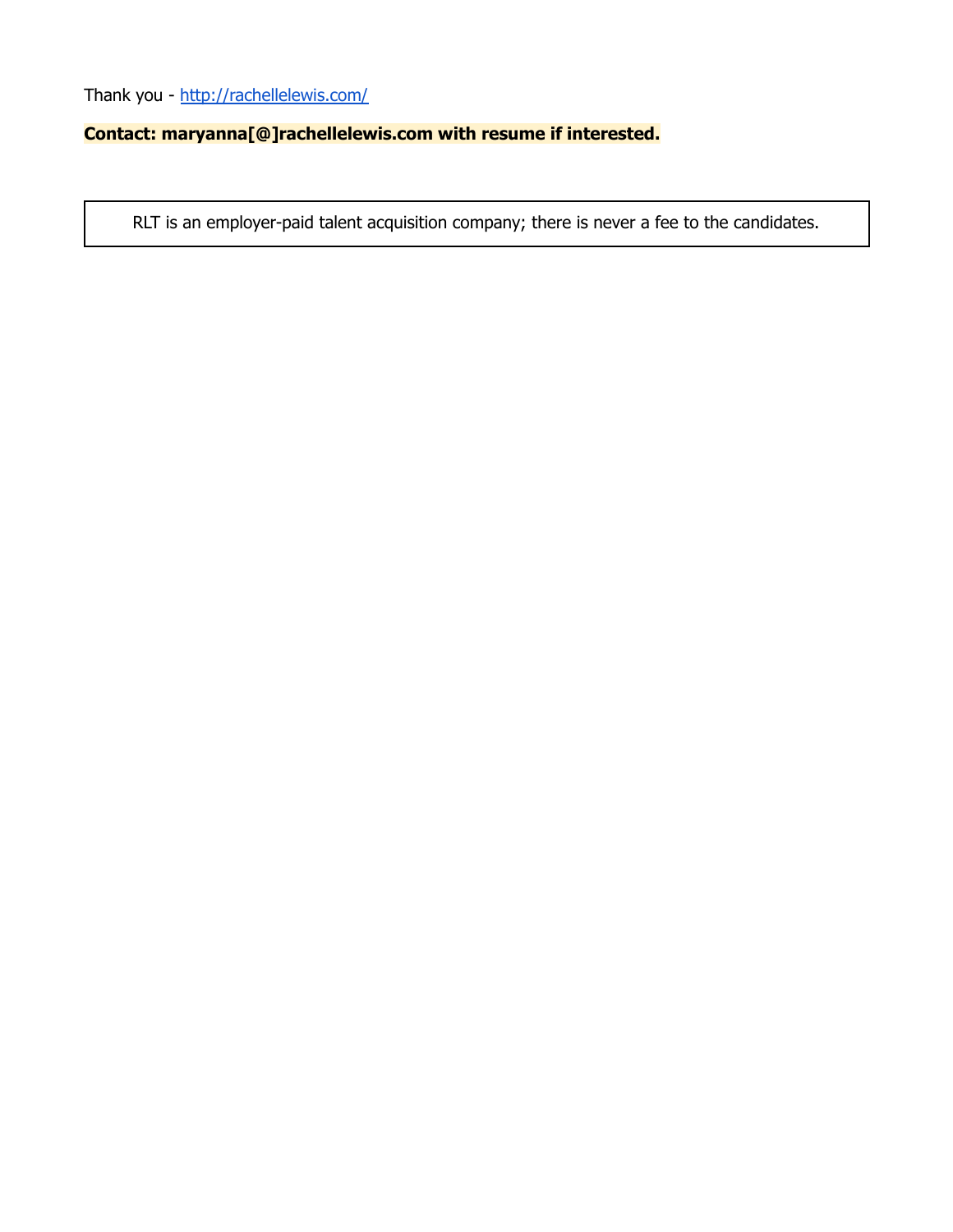Thank you - [http://rachellelewis.com/](http://rachellelewis.com/)

**Contact: maryanna[@]rachellelewis.com with resume if interested.**

| |
|---|
| RLT is an employer-paid talent acquisition company; there is never a fee to the candidates. |